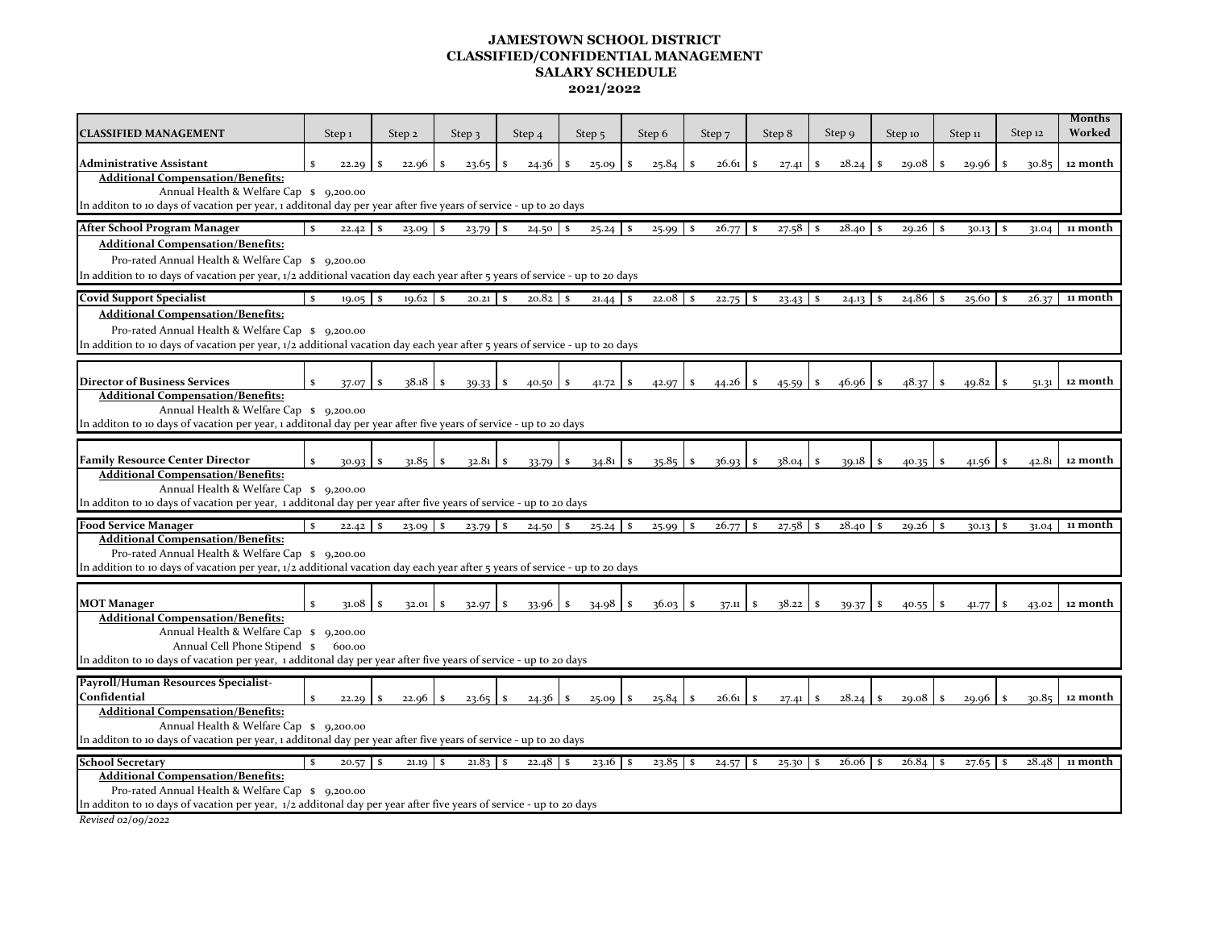# JAMESTOWN SCHOOL DISTRICT
## CLASSIFIED/CONFIDENTIAL MANAGEMENT
## SALARY SCHEDULE
## 2021/2022

| CLASSIFIED MANAGEMENT | Step 1 | Step 2 | Step 3 | Step 4 | Step 5 | Step 6 | Step 7 | Step 8 | Step 9 | Step 10 | Step 11 | Step 12 | Months Worked |
|---|---|---|---|---|---|---|---|---|---|---|---|---|---|
| **Administrative Assistant** | $ 22.29 | $ 22.96 | $ 23.65 | $ 24.36 | $ 25.09 | $ 25.84 | $ 26.61 | $ 27.41 | $ 28.24 | $ 29.08 | $ 29.96 | $ 30.85 | 12 month |
| **Additional Compensation/Benefits:** | | | | | | | | | | | | | |
| Annual Health & Welfare Cap $ 9,200.00 | | | | | | | | | | | | | |
| In additon to 10 days of vacation per year, 1 additonal day per year after five years of service - up to 20 days | | | | | | | | | | | | | |
| **After School Program Manager** | $ 22.42 | $ 23.09 | $ 23.79 | $ 24.50 | $ 25.24 | $ 25.99 | $ 26.77 | $ 27.58 | $ 28.40 | $ 29.26 | $ 30.13 | $ 31.04 | 11 month |
| **Additional Compensation/Benefits:** | | | | | | | | | | | | | |
| Pro-rated Annual Health & Welfare Cap $ 9,200.00 | | | | | | | | | | | | | |
| In addition to 10 days of vacation per year, 1/2 additional vacation day each year after 5 years of service - up to 20 days | | | | | | | | | | | | | |
| **Covid Support Specialist** | $ 19.05 | $ 19.62 | $ 20.21 | $ 20.82 | $ 21.44 | $ 22.08 | $ 22.75 | $ 23.43 | $ 24.13 | $ 24.86 | $ 25.60 | $ 26.37 | 11 month |
| **Additional Compensation/Benefits:** | | | | | | | | | | | | | |
| Pro-rated Annual Health & Welfare Cap $ 9,200.00 | | | | | | | | | | | | | |
| In addition to 10 days of vacation per year, 1/2 additional vacation day each year after 5 years of service - up to 20 days | | | | | | | | | | | | | |
| **Director of Business Services** | $ 37.07 | $ 38.18 | $ 39.33 | $ 40.50 | $ 41.72 | $ 42.97 | $ 44.26 | $ 45.59 | $ 46.96 | $ 48.37 | $ 49.82 | $ 51.31 | 12 month |
| **Additional Compensation/Benefits:** | | | | | | | | | | | | | |
| Annual Health & Welfare Cap $ 9,200.00 | | | | | | | | | | | | | |
| In additon to 10 days of vacation per year, 1 additonal day per year after five years of service - up to 20 days | | | | | | | | | | | | | |
| **Family Resource Center Director** | $ 30.93 | $ 31.85 | $ 32.81 | $ 33.79 | $ 34.81 | $ 35.85 | $ 36.93 | $ 38.04 | $ 39.18 | $ 40.35 | $ 41.56 | $ 42.81 | 12 month |
| **Additional Compensation/Benefits:** | | | | | | | | | | | | | |
| Annual Health & Welfare Cap $ 9,200.00 | | | | | | | | | | | | | |
| In additon to 10 days of vacation per year, 1 additonal day per year after five years of service - up to 20 days | | | | | | | | | | | | | |
| **Food Service Manager** | $ 22.42 | $ 23.09 | $ 23.79 | $ 24.50 | $ 25.24 | $ 25.99 | $ 26.77 | $ 27.58 | $ 28.40 | $ 29.26 | $ 30.13 | $ 31.04 | 11 month |
| **Additional Compensation/Benefits:** | | | | | | | | | | | | | |
| Pro-rated Annual Health & Welfare Cap $ 9,200.00 | | | | | | | | | | | | | |
| In addition to 10 days of vacation per year, 1/2 additional vacation day each year after 5 years of service - up to 20 days | | | | | | | | | | | | | |
| **MOT Manager** | $ 31.08 | $ 32.01 | $ 32.97 | $ 33.96 | $ 34.98 | $ 36.03 | $ 37.11 | $ 38.22 | $ 39.37 | $ 40.55 | $ 41.77 | $ 43.02 | 12 month |
| **Additional Compensation/Benefits:** | | | | | | | | | | | | | |
| Annual Health & Welfare Cap $ 9,200.00 | | | | | | | | | | | | | |
| Annual Cell Phone Stipend $ 600.00 | | | | | | | | | | | | | |
| In additon to 10 days of vacation per year, 1 additonal day per year after five years of service - up to 20 days | | | | | | | | | | | | | |
| **Payroll/Human Resources Specialist-Confidential** | $ 22.29 | $ 22.96 | $ 23.65 | $ 24.36 | $ 25.09 | $ 25.84 | $ 26.61 | $ 27.41 | $ 28.24 | $ 29.08 | $ 29.96 | $ 30.85 | 12 month |
| **Additional Compensation/Benefits:** | | | | | | | | | | | | | |
| Annual Health & Welfare Cap $ 9,200.00 | | | | | | | | | | | | | |
| In additon to 10 days of vacation per year, 1 additonal day per year after five years of service - up to 20 days | | | | | | | | | | | | | |
| **School Secretary** | $ 20.57 | $ 21.19 | $ 21.83 | $ 22.48 | $ 23.16 | $ 23.85 | $ 24.57 | $ 25.30 | $ 26.06 | $ 26.84 | $ 27.65 | $ 28.48 | 11 month |
| **Additional Compensation/Benefits:** | | | | | | | | | | | | | |
| Pro-rated Annual Health & Welfare Cap $ 9,200.00 | | | | | | | | | | | | | |
| In additon to 10 days of vacation per year, 1/2 additonal day per year after five years of service - up to 20 days | | | | | | | | | | | | | |

*Revised 02/09/2022*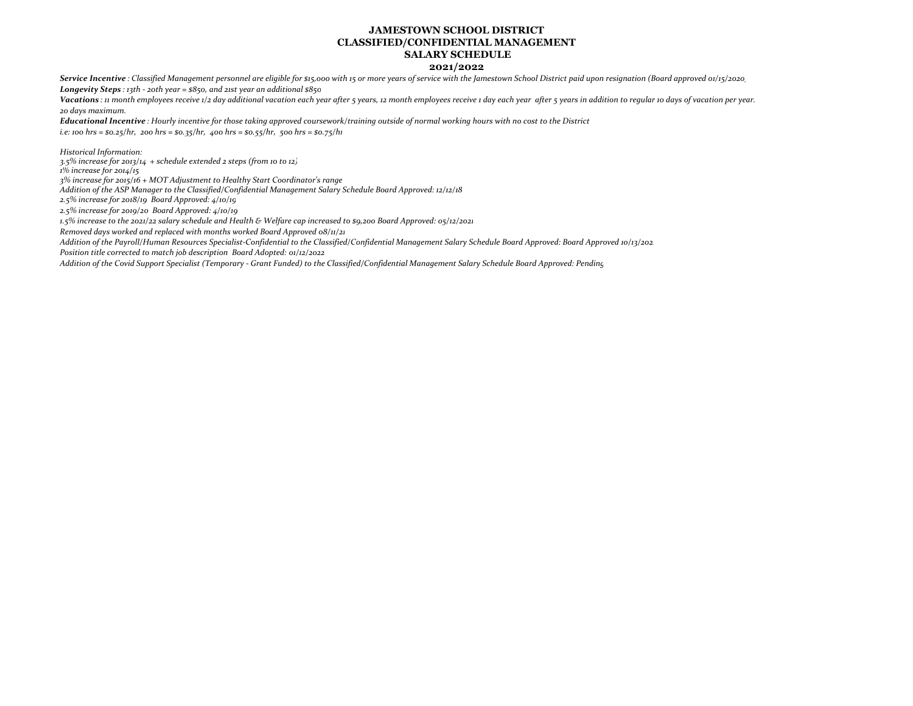# JAMESTOWN SCHOOL DISTRICT
## CLASSIFIED/CONFIDENTIAL MANAGEMENT
## SALARY SCHEDULE
## 2021/2022

***Service Incentive** : Classified Management personnel are eligible for $15,000 with 15 or more years of service with the Jamestown School District paid upon resignation (Board approved 01/15/2020*

***Longevity Steps** : 13th - 20th year = $850, and 21st year an additional $850*

***Vacations** : 11 month employees receive 1/2 day additional vacation each year after 5 years, 12 month employees receive 1 day each year after 5 years in addition to regular 10 days of vacation per year. 20 days maximum.*

***Educational Incentive** : Hourly incentive for those taking approved coursework/training outside of normal working hours with no cost to the District*
*i.e: 100 hrs = $0.25/hr, 200 hrs = $0.35/hr, 400 hrs = $0.55/hr, 500 hrs = $0.75/hr*

*Historical Information:*
*3.5% increase for 2013/14 + schedule extended 2 steps (from 10 to 12)*
*1% increase for 2014/15*
*3% increase for 2015/16 + MOT Adjustment to Healthy Start Coordinator's range*
*Addition of the ASP Manager to the Classified/Confidential Management Salary Schedule Board Approved: 12/12/18*
*2.5% increase for 2018/19 Board Approved: 4/10/19*
*2.5% increase for 2019/20 Board Approved: 4/10/19*
*1.5% increase to the 2021/22 salary schedule and Health & Welfare cap increased to $9,200 Board Approved: 05/12/2021*
*Removed days worked and replaced with months worked Board Approved 08/11/21*
*Addition of the Payroll/Human Resources Specialist-Confidential to the Classified/Confidential Management Salary Schedule Board Approved: Board Approved 10/13/202*
*Position title corrected to match job description Board Adopted: 01/12/2022*
*Addition of the Covid Support Specialist (Temporary - Grant Funded) to the Classified/Confidential Management Salary Schedule Board Approved: Pending*